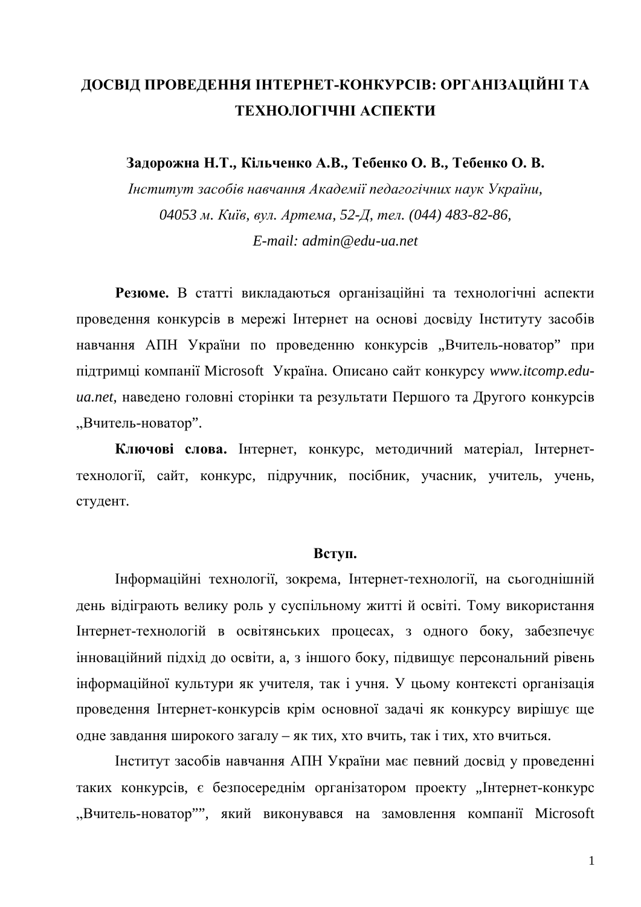# ДОСВІД ПРОВЕДЕННЯ ІНТЕРНЕТ-КОНКУРСІВ: ОРГАНІЗАЦІЙНІ ТА ТЕХНОЛОГІЧНІ АСПЕКТИ

**Задорожна Н.Т., Кільченко А.В., Тебенко О. В., Тебенко О. В.**

*Інститут засобів навчання Академії педагогічних наук України,*
*04053 м. Київ, вул. Артема, 52-Д, тел. (044) 483-82-86,*
*E-mail: admin@edu-ua.net*

**Резюме.** В статті викладаються організаційні та технологічні аспекти проведення конкурсів в мережі Інтернет на основі досвіду Інституту засобів навчання АПН України по проведенню конкурсів „Вчитель-новатор" при підтримці компанії Microsoft Україна. Описано сайт конкурсу *www.itcomp.edu-ua.net*, наведено головні сторінки та результати Першого та Другого конкурсів „Вчитель-новатор".

**Ключові слова.** Інтернет, конкурс, методичний матеріал, Інтернет-технології, сайт, конкурс, підручник, посібник, учасник, учитель, учень, студент.

## Вступ.

Інформаційні технології, зокрема, Інтернет-технології, на сьогоднішній день відіграють велику роль у суспільному житті й освіті. Тому використання Інтернет-технологій в освітянських процесах, з одного боку, забезпечує інноваційний підхід до освіти, а, з іншого боку, підвищує персональний рівень інформаційної культури як учителя, так і учня. У цьому контексті організація проведення Інтернет-конкурсів крім основної задачі як конкурсу вирішує ще одне завдання широкого загалу – як тих, хто вчить, так і тих, хто вчиться.

Інститут засобів навчання АПН України має певний досвід у проведенні таких конкурсів, є безпосереднім організатором проекту „Інтернет-конкурс „Вчитель-новатор"", який виконувався на замовлення компанії Microsoft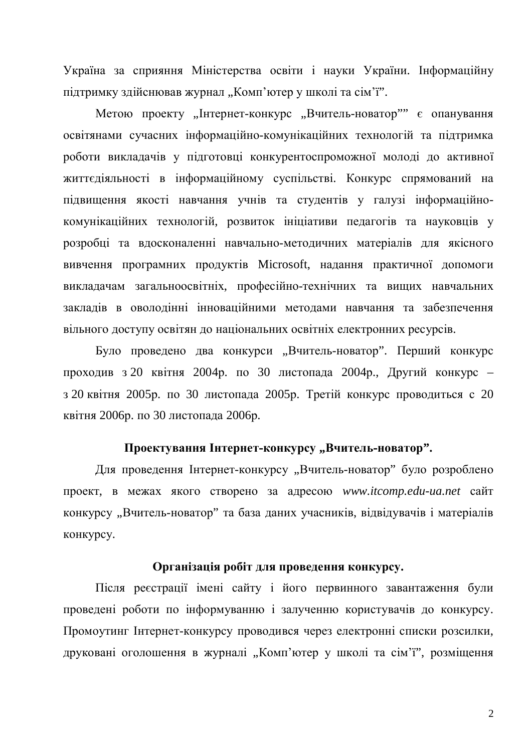Україна за сприяння Міністерства освіти і науки України. Інформаційну підтримку здійснював журнал „Комп'ютер у школі та сім'ї".

Метою проекту „Інтернет-конкурс „Вчитель-новатор"" є опанування освітянами сучасних інформаційно-комунікаційних технологій та підтримка роботи викладачів у підготовці конкурентоспроможної молоді до активної життєдіяльності в інформаційному суспільстві. Конкурс спрямований на підвищення якості навчання учнів та студентів у галузі інформаційно-комунікаційних технологій, розвиток ініціативи педагогів та науковців у розробці та вдосконаленні навчально-методичних матеріалів для якісного вивчення програмних продуктів Microsoft, надання практичної допомоги викладачам загальноосвітніх, професійно-технічних та вищих навчальних закладів в оволодінні інноваційними методами навчання та забезпечення вільного доступу освітян до національних освітніх електронних ресурсів.

Було проведено два конкурси „Вчитель-новатор". Перший конкурс проходив з 20 квітня 2004р. по 30 листопада 2004р., Другий конкурс – з 20 квітня 2005р. по 30 листопада 2005р. Третій конкурс проводиться с 20 квітня 2006р. по 30 листопада 2006р.

### Проектування Інтернет-конкурсу „Вчитель-новатор".

Для проведення Інтернет-конкурсу „Вчитель-новатор" було розроблено проект, в межах якого створено за адресою *www.itcomp.edu-ua.net* сайт конкурсу „Вчитель-новатор" та база даних учасників, відвідувачів і матеріалів конкурсу.

### Організація робіт для проведення конкурсу.

Після реєстрації імені сайту і його первинного завантаження були проведені роботи по інформуванню і залученню користувачів до конкурсу. Промоутинг Інтернет-конкурсу проводився через електронні списки розсилки, друковані оголошення в журналі „Комп'ютер у школі та сім'ї", розміщення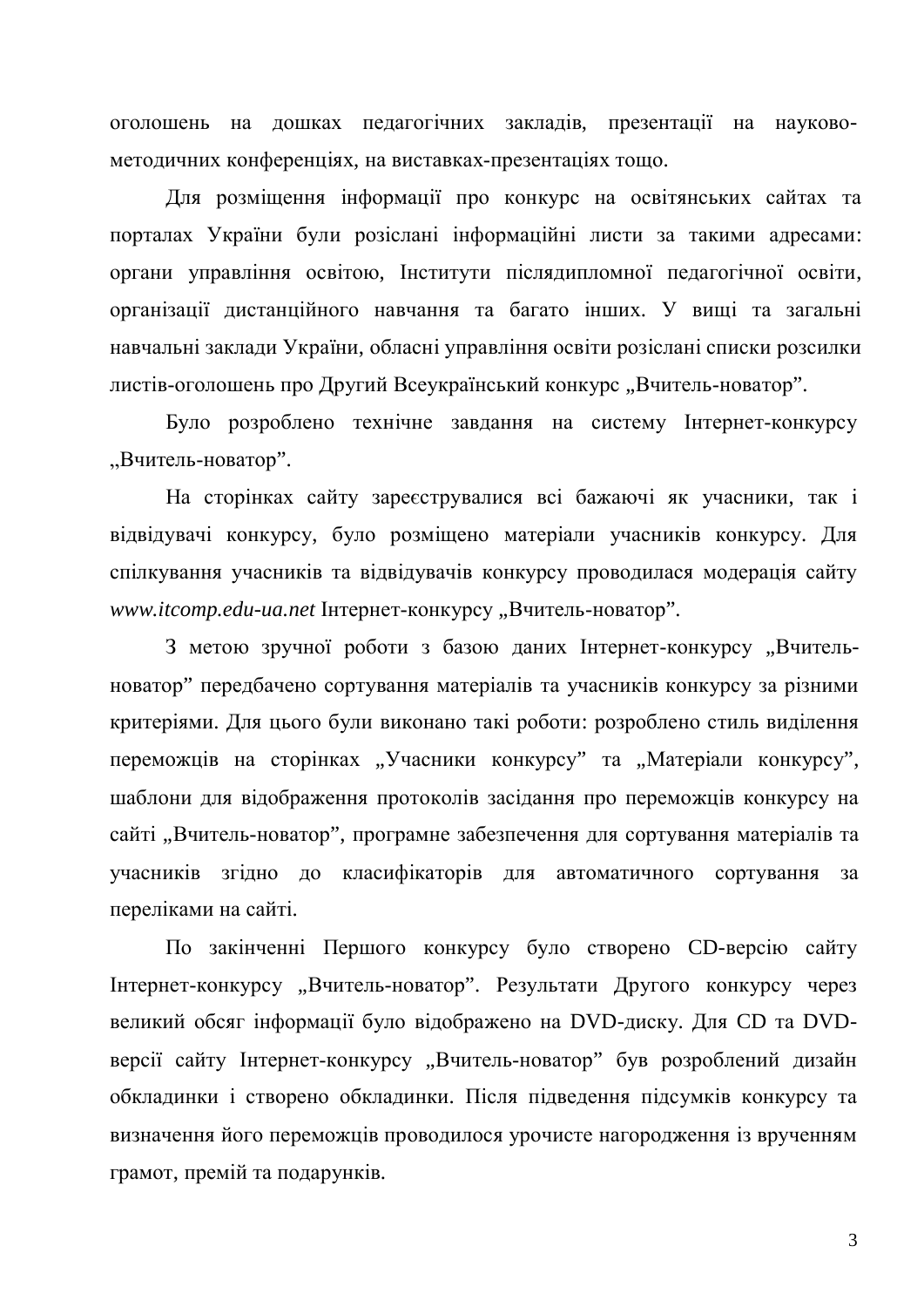оголошень на дошках педагогічних закладів, презентації на науково-методичних конференціях, на виставках-презентаціях тощо.

Для розміщення інформації про конкурс на освітянських сайтах та порталах України були розіслані інформаційні листи за такими адресами: органи управління освітою, Інститути післядипломної педагогічної освіти, організації дистанційного навчання та багато інших. У вищі та загальні навчальні заклади України, обласні управління освіти розіслані списки розсилки листів-оголошень про Другий Всеукраїнський конкурс „Вчитель-новатор”.

Було розроблено технічне завдання на систему Інтернет-конкурсу „Вчитель-новатор”.

На сторінках сайту зареєструвалися всі бажаючі як учасники, так і відвідувачі конкурсу, було розміщено матеріали учасників конкурсу. Для спілкування учасників та відвідувачів конкурсу проводилася модерація сайту *www.itcomp.edu-ua.net* Інтернет-конкурсу „Вчитель-новатор”.

З метою зручної роботи з базою даних Інтернет-конкурсу „Вчитель-новатор” передбачено сортування матеріалів та учасників конкурсу за різними критеріями. Для цього були виконано такі роботи: розроблено стиль виділення переможців на сторінках „Учасники конкурсу” та „Матеріали конкурсу”, шаблони для відображення протоколів засідання про переможців конкурсу на сайті „Вчитель-новатор”, програмне забезпечення для сортування матеріалів та учасників згідно до класифікаторів для автоматичного сортування за переліками на сайті.

По закінченні Першого конкурсу було створено CD-версію сайту Інтернет-конкурсу „Вчитель-новатор”. Результати Другого конкурсу через великий обсяг інформації було відображено на DVD-диску. Для CD та DVD-версії сайту Інтернет-конкурсу „Вчитель-новатор” був розроблений дизайн обкладинки і створено обкладинки. Після підведення підсумків конкурсу та визначення його переможців проводилося урочисте нагородження із врученням грамот, премій та подарунків.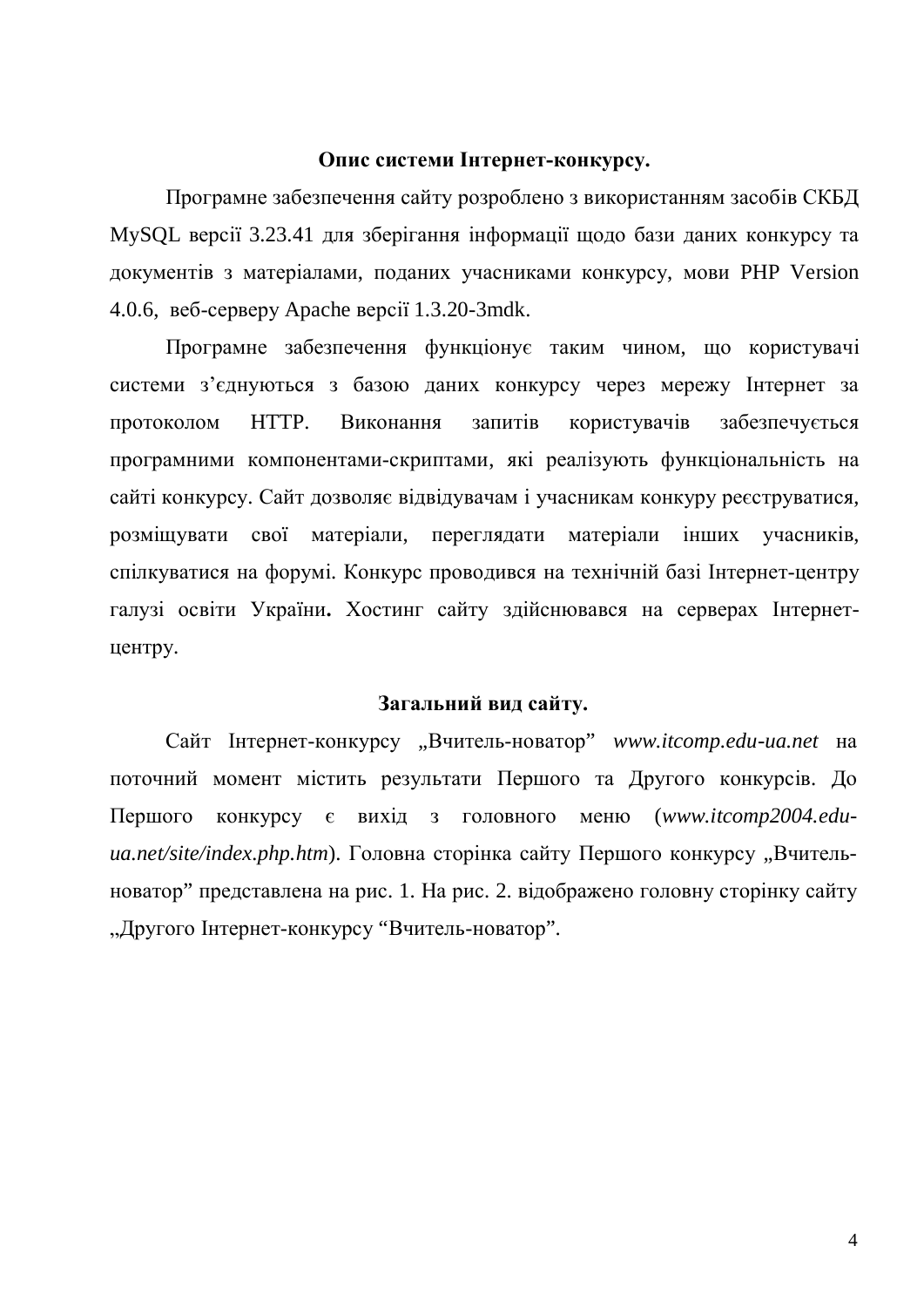## Опис системи Інтернет-конкурсу.

Програмне забезпечення сайту розроблено з використанням засобів СКБД MySQL версії 3.23.41 для зберігання інформації щодо бази даних конкурсу та документів з матеріалами, поданих учасниками конкурсу, мови PHP Version 4.0.6, веб-серверу Apache версії 1.3.20-3mdk.

Програмне забезпечення функціонує таким чином, що користувачі системи з'єднуються з базою даних конкурсу через мережу Інтернет за протоколом HTTP. Виконання запитів користувачів забезпечується програмними компонентами-скриптами, які реалізують функціональність на сайті конкурсу. Сайт дозволяє відвідувачам і учасникам конкуру реєструватися, розміщувати свої матеріали, переглядати матеріали інших учасників, спілкуватися на форумі. Конкурс проводився на технічній базі Інтернет-центру галузі освіти України**.** Хостинг сайту здійснювався на серверах Інтернет-центру.

## Загальний вид сайту.

Сайт Інтернет-конкурсу „Вчитель-новатор" *www.itcomp.edu-ua.net* на поточний момент містить результати Першого та Другого конкурсів. До Першого конкурсу є вихід з головного меню (*www.itcomp2004.edu-ua.net/site/index.php.htm*). Головна сторінка сайту Першого конкурсу „Вчитель-новатор" представлена на рис. 1. На рис. 2. відображено головну сторінку сайту „Другого Інтернет-конкурсу "Вчитель-новатор".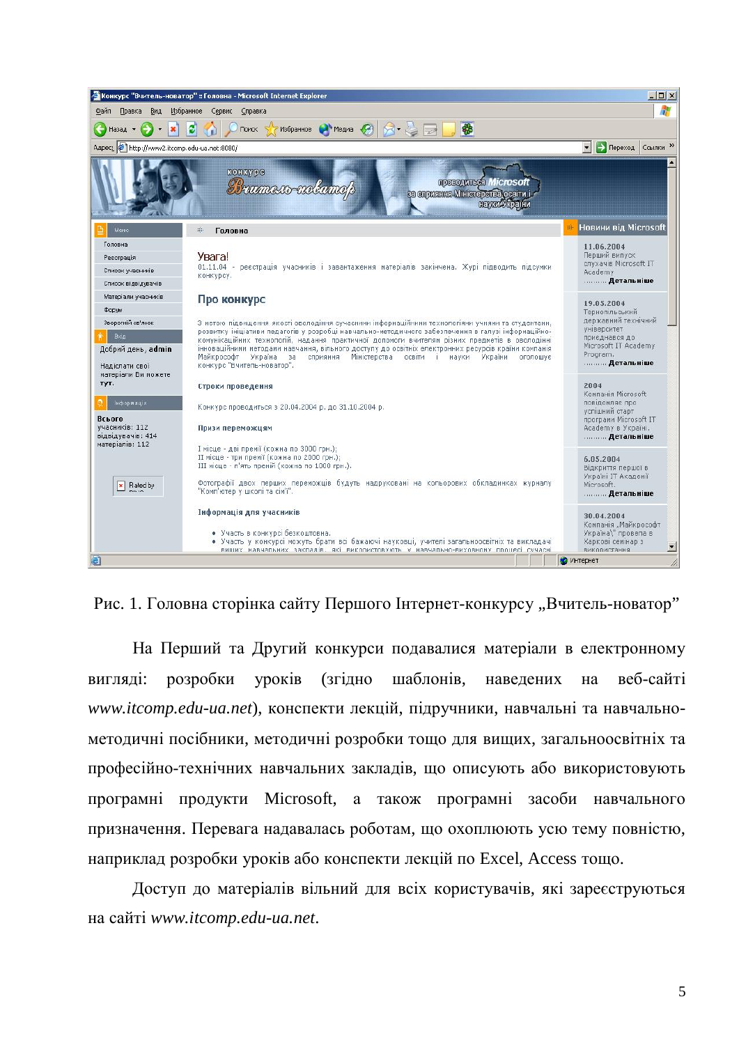Рис. 1. Головна сторінка сайту Першого Інтернет-конкурсу „Вчитель-новатор”

На Перший та Другий конкурси подавалися матеріали в електронному вигляді: розробки уроків (згідно шаблонів, наведених на веб-сайті *www.itcomp.edu-ua.net*), конспекти лекцій, підручники, навчальні та навчально-методичні посібники, методичні розробки тощо для вищих, загальноосвітніх та професійно-технічних навчальних закладів, що описують або використовують програмні продукти Microsoft, а також програмні засоби навчального призначення. Перевага надавалась роботам, що охоплюють усю тему повністю, наприклад розробки уроків або конспекти лекцій по Excel, Access тощо.

Доступ до матеріалів вільний для всіх користувачів, які зареєструються на сайті *www.itcomp.edu-ua.net*.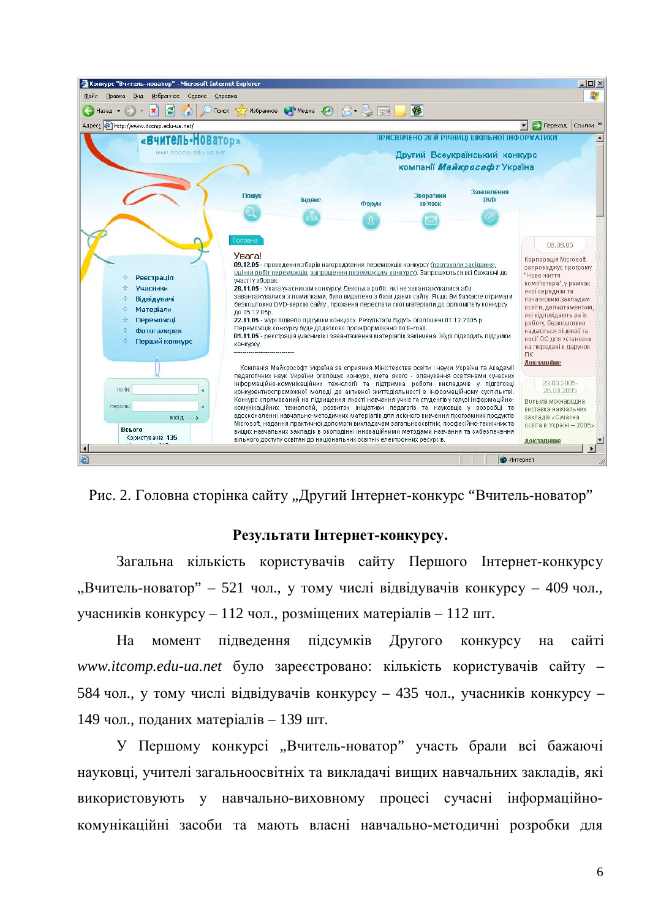Рис. 2. Головна сторінка сайту „Другий Інтернет-конкурс “Вчитель-новатор”

**Результати Інтернет-конкурсу.**

Загальна кількість користувачів сайту Першого Інтернет-конкурсу „Вчитель-новатор” – 521 чол., у тому числі відвідувачів конкурсу – 409 чол., учасників конкурсу – 112 чол., розміщених матеріалів – 112 шт.

На момент підведення підсумків Другого конкурсу на сайті *www.itcomp.edu-ua.net* було зареєстровано: кількість користувачів сайту – 584 чол., у тому числі відвідувачів конкурсу – 435 чол., учасників конкурсу – 149 чол., поданих матеріалів – 139 шт.

У Першому конкурсі „Вчитель-новатор” участь брали всі бажаючі науковці, учителі загальноосвітніх та викладачі вищих навчальних закладів, які використовують у навчально-виховному процесі сучасні інформаційно-комунікаційні засоби та мають власні навчально-методичні розробки для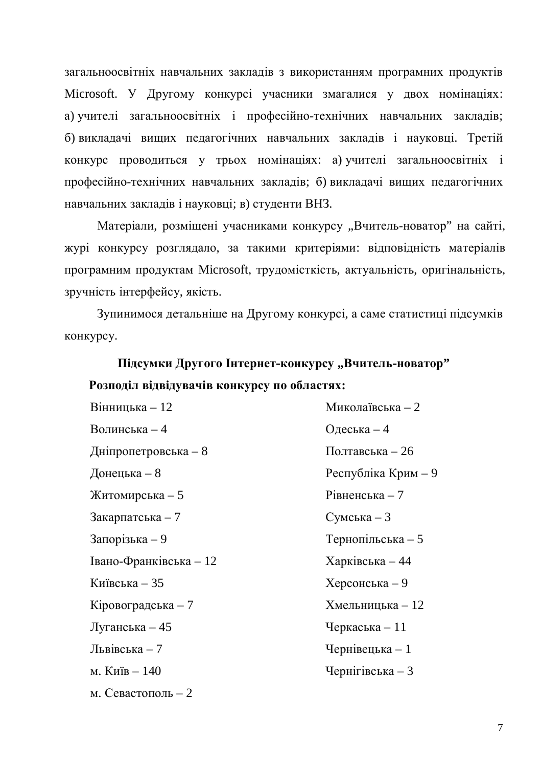загальноосвітніх навчальних закладів з використанням програмних продуктів Microsoft. У Другому конкурсі учасники змагалися у двох номінаціях: а) учителі загальноосвітніх і професійно-технічних навчальних закладів; б) викладачі вищих педагогічних навчальних закладів і науковці. Третій конкурс проводиться у трьох номінаціях: а) учителі загальноосвітніх і професійно-технічних навчальних закладів; б) викладачі вищих педагогічних навчальних закладів і науковці; в) студенти ВНЗ.

Матеріали, розміщені учасниками конкурсу „Вчитель-новатор” на сайті, журі конкурсу розглядало, за такими критеріями: відповідність матеріалів програмним продуктам Microsoft, трудомісткість, актуальність, оригінальність, зручність інтерфейсу, якість.

Зупинимося детальніше на Другому конкурсі, а саме статистиці підсумків конкурсу.

**Підсумки Другого Інтернет-конкурсу „Вчитель-новатор”**

**Розподіл відвідувачів конкурсу по областях:**

- Вінницька – 12
- Волинська – 4
- Дніпропетровська – 8
- Донецька – 8
- Житомирська – 5
- Закарпатська – 7
- Запорізька – 9
- Івано-Франківська – 12
- Київська – 35
- Кіровоградська – 7
- Луганська – 45
- Львівська – 7
- м. Київ – 140
- м. Севастополь – 2
- Миколаївська – 2
- Одеська – 4
- Полтавська – 26
- Республіка Крим – 9
- Рівненська – 7
- Сумська – 3
- Тернопільська – 5
- Харківська – 44
- Херсонська – 9
- Хмельницька – 12
- Черкаська – 11
- Чернівецька – 1
- Чернігівська – 3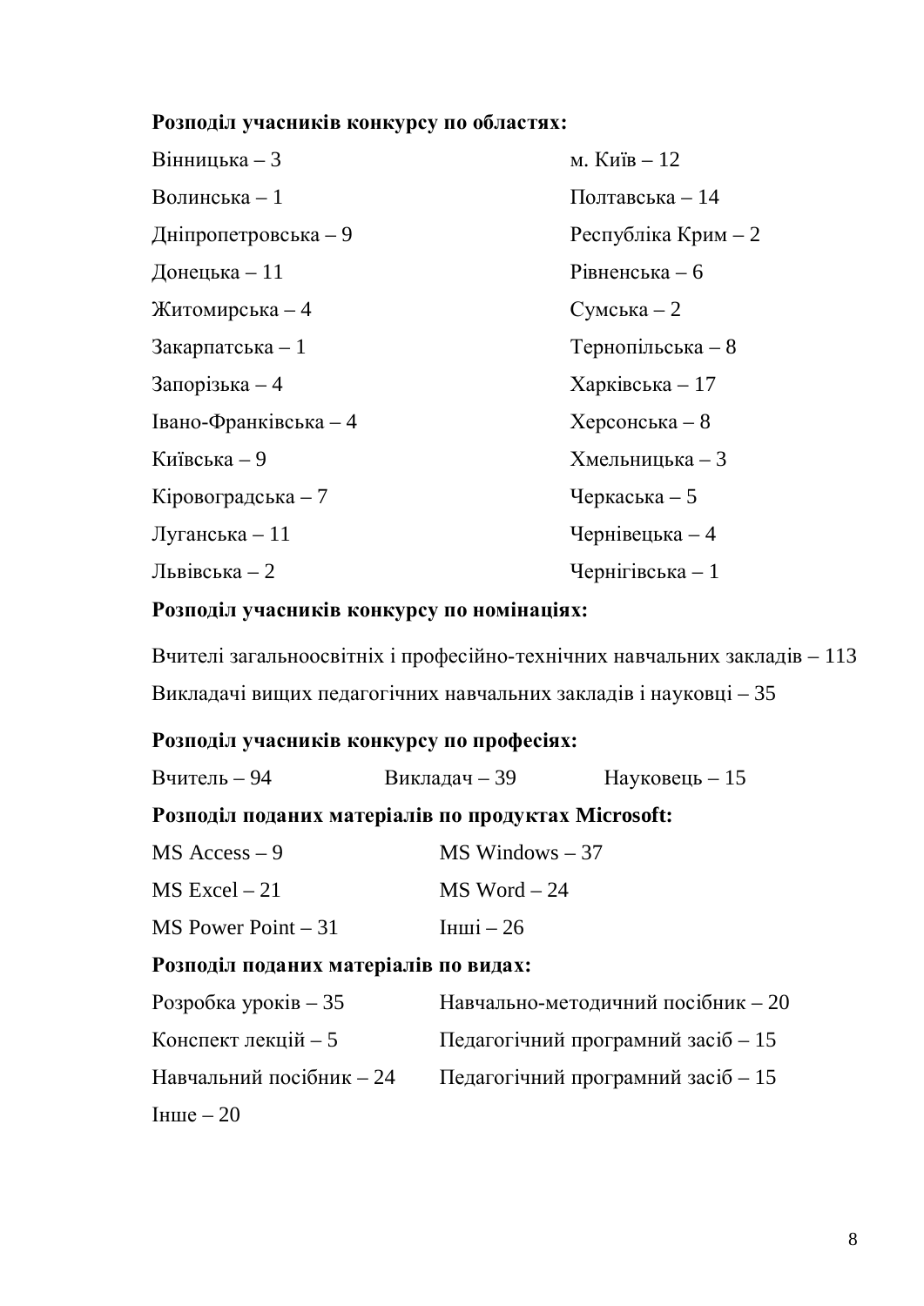**Розподіл учасників конкурсу по областях:**

Вінницька – 3

Волинська – 1

Дніпропетровська – 9

Донецька – 11

Житомирська – 4

Закарпатська – 1

Запорізька – 4

Івано-Франківська – 4

Київська – 9

Кіровоградська – 7

Луганська – 11

Львівська – 2

м. Київ – 12

Полтавська – 14

Республіка Крим – 2

Рівненська – 6

Сумська – 2

Тернопільська – 8

Харківська – 17

Херсонська – 8

Хмельницька – 3

Черкаська – 5

Чернівецька – 4

Чернігівська – 1

**Розподіл учасників конкурсу по номінаціях:**

Вчителі загальноосвітніх і професійно-технічних навчальних закладів – 113

Викладачі вищих педагогічних навчальних закладів і науковці – 35

**Розподіл учасників конкурсу по професіях:**

Вчитель – 94

Викладач – 39

Науковець – 15

**Розподіл поданих матеріалів по продуктах Microsoft:**

MS Access – 9

MS Excel – 21

MS Power Point – 31

MS Windows – 37

MS Word – 24

Інші – 26

**Розподіл поданих матеріалів по видах:**

Розробка уроків – 35

Конспект лекцій – 5

Навчальний посібник – 24

Інше – 20

Навчально-методичний посібник – 20

Педагогічний програмний засіб – 15

Педагогічний програмний засіб – 15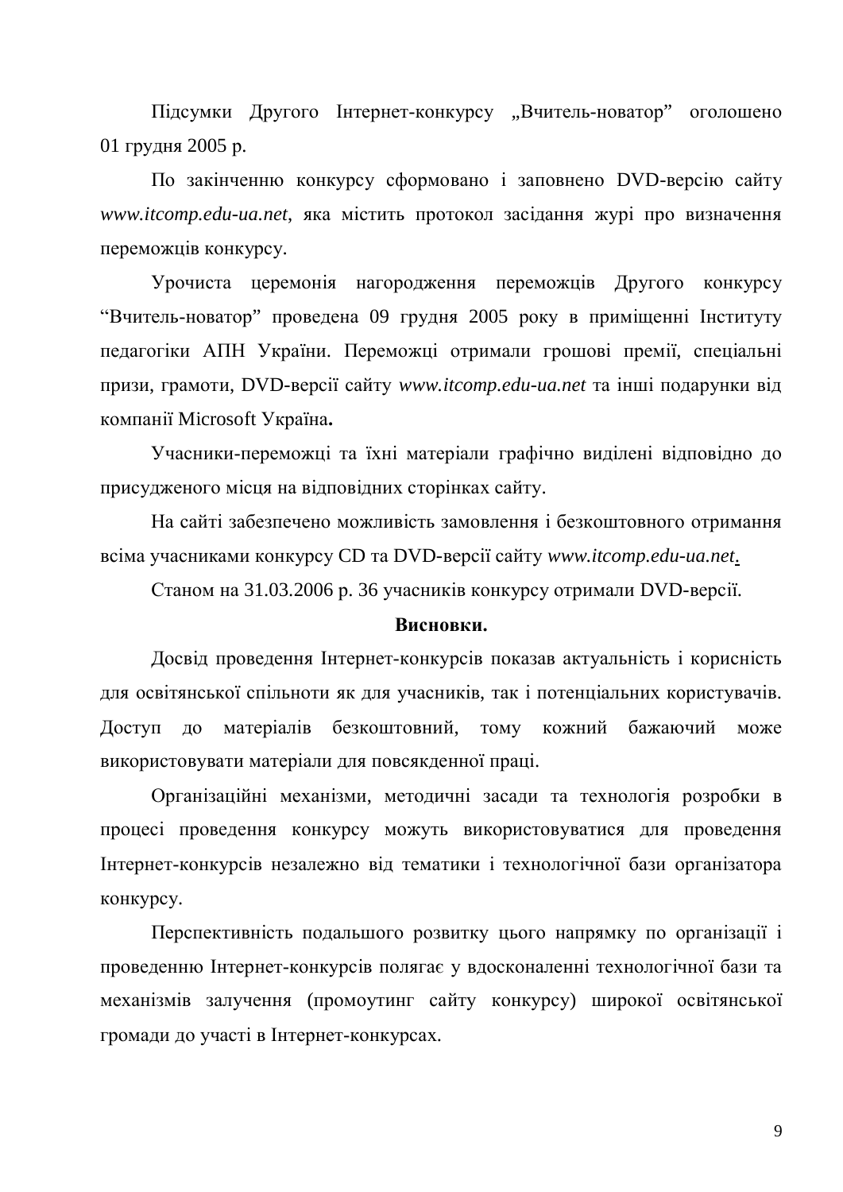Підсумки Другого Інтернет-конкурсу „Вчитель-новатор" оголошено 01 грудня 2005 р.

По закінченню конкурсу сформовано і заповнено DVD-версію сайту *www.itcomp.edu-ua.net*, яка містить протокол засідання журі про визначення переможців конкурсу.

Урочиста церемонія нагородження переможців Другого конкурсу "Вчитель-новатор" проведена 09 грудня 2005 року в приміщенні Інституту педагогіки АПН України. Переможці отримали грошові премії, спеціальні призи, грамоти, DVD-версії сайту *www.itcomp.edu-ua.net* та інші подарунки від компанії Microsoft Україна**.**

Учасники-переможці та їхні матеріали графічно виділені відповідно до присудженого місця на відповідних сторінках сайту.

На сайті забезпечено можливість замовлення і безкоштовного отримання всіма учасниками конкурсу CD та DVD-версії сайту *www.itcomp.edu-ua.net*.

Станом на 31.03.2006 р. 36 учасників конкурсу отримали DVD-версії.

**Висновки.**

Досвід проведення Інтернет-конкурсів показав актуальність і корисність для освітянської спільноти як для учасників, так і потенціальних користувачів. Доступ до матеріалів безкоштовний, тому кожний бажаючий може використовувати матеріали для повсякденної праці.

Організаційні механізми, методичні засади та технологія розробки в процесі проведення конкурсу можуть використовуватися для проведення Інтернет-конкурсів незалежно від тематики і технологічної бази організатора конкурсу.

Перспективність подальшого розвитку цього напрямку по організації і проведенню Інтернет-конкурсів полягає у вдосконаленні технологічної бази та механізмів залучення (промоутинг сайту конкурсу) широкої освітянської громади до участі в Інтернет-конкурсах.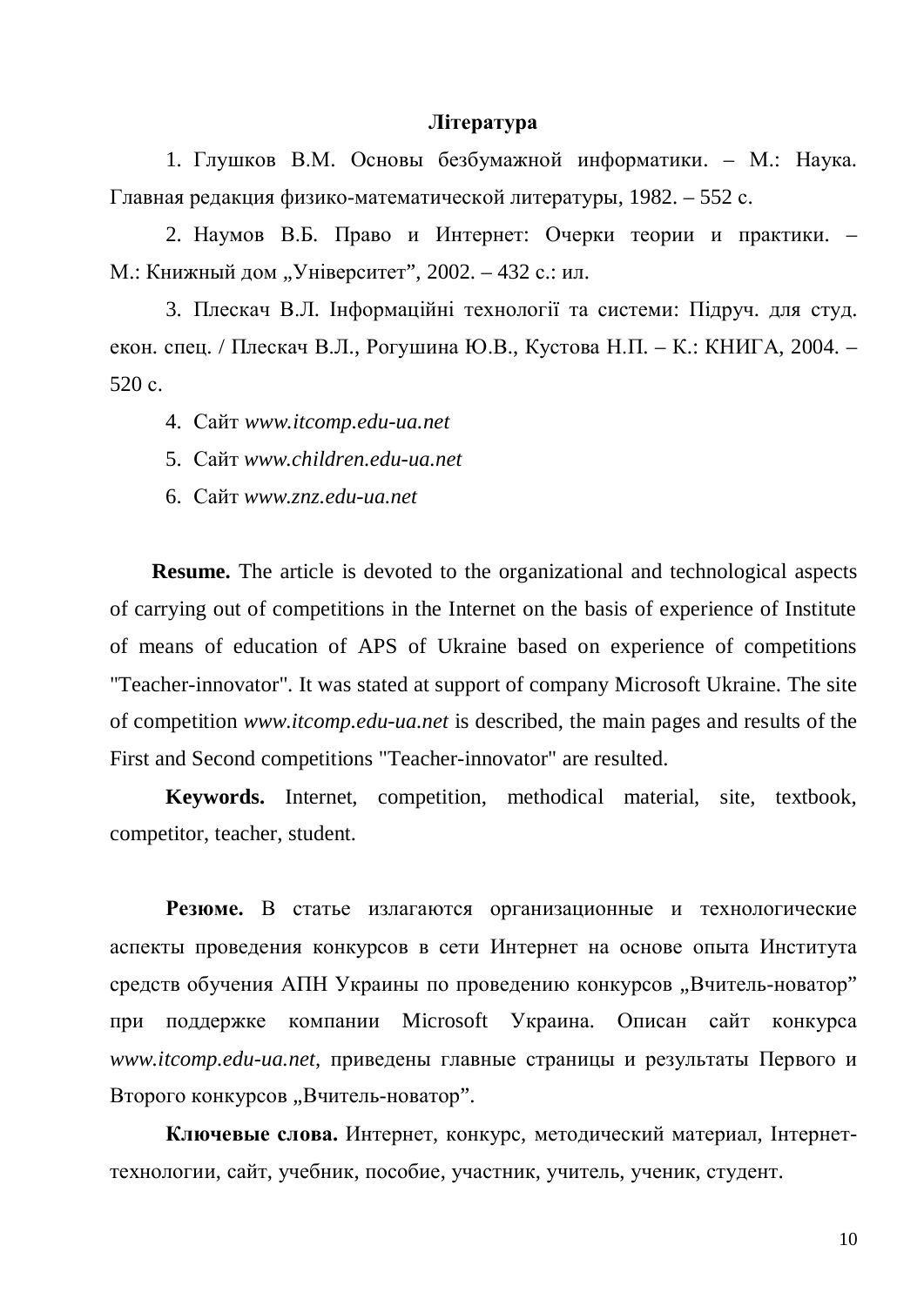**Література**

1. Глушков В.М. Основы безбумажной информатики. – М.: Наука. Главная редакция физико-математической литературы, 1982. – 552 с.
2. Наумов В.Б. Право и Интернет: Очерки теории и практики. – М.: Книжный дом „Університет”, 2002. – 432 с.: ил.
3. Плескач В.Л. Інформаційні технології та системи: Підруч. для студ. екон. спец. / Плескач В.Л., Рогушина Ю.В., Кустова Н.П. – К.: КНИГА, 2004. – 520 с.
4. Сайт *www.itcomp.edu-ua.net*
5. Сайт *www.children.edu-ua.net*
6. Сайт *www.znz.edu-ua.net*

**Resume.** The article is devoted to the organizational and technological aspects of carrying out of competitions in the Internet on the basis of experience of Institute of means of education of APS of Ukraine based on experience of competitions "Teacher-innovator". It was stated at support of company Microsoft Ukraine. The site of competition *www.itcomp.edu-ua.net* is described, the main pages and results of the First and Second competitions "Teacher-innovator" are resulted.

**Keywords.** Internet, competition, methodical material, site, textbook, competitor, teacher, student.

**Резюме.** В статье излагаются организационные и технологические аспекты проведения конкурсов в сети Интернет на основе опыта Института средств обучения АПН Украины по проведению конкурсов „Вчитель-новатор” при поддержке компании Microsoft Украина. Описан сайт конкурса *www.itcomp.edu-ua.net*, приведены главные страницы и результаты Первого и Второго конкурсов „Вчитель-новатор”.

**Ключевые слова.** Интернет, конкурс, методический материал, Інтернет-технологии, сайт, учебник, пособие, участник, учитель, ученик, студент.